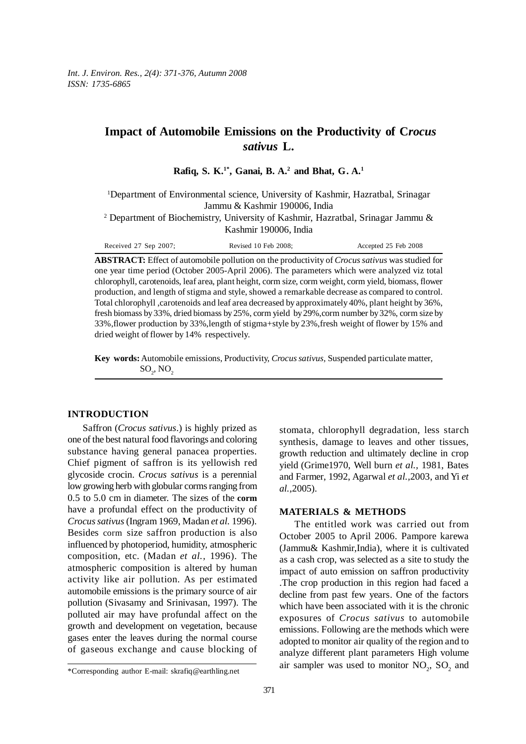# Impact of Automobile Emissions on the Productivity of C*rocus sativus* L.

**Rafiq, S. K.[1*], Ganai, B. A.[2] and Bhat, G. A.[1]**

[1]Department of Environmental science, University of Kashmir, Hazratbal, Srinagar Jammu & Kashmir 190006, India

[2] Department of Biochemistry, University of Kashmir, Hazratbal, Srinagar Jammu & Kashmir 190006, India

Received 27 Sep 2007; Revised 10 Feb 2008; Accepted 25 Feb 2008

**ABSTRACT:** Effect of automobile pollution on the productivity of *Crocus sativus* was studied for one year time period (October 2005-April 2006). The parameters which were analyzed viz total chlorophyll, carotenoids, leaf area, plant height, corm size, corm weight, corm yield, biomass, flower production, and length of stigma and style, showed a remarkable decrease as compared to control. Total chlorophyll ,carotenoids and leaf area decreased by approximately 40%, plant height by 36%, fresh biomass by 33%, dried biomass by 25%, corm yield by 29%,corm number by 32%, corm size by 33%,flower production by 33%,length of stigma+style by 23%,fresh weight of flower by 15% and dried weight of flower by 14% respectively.

**Key words:** Automobile emissions, Productivity, *Crocus sativus*, Suspended particulate matter, $SO_2$, $NO_2$

## INTRODUCTION

Saffron (*Crocus sativus*.) is highly prized as one of the best natural food flavorings and coloring substance having general panacea properties. Chief pigment of saffron is its yellowish red glycoside crocin. *Crocus sativus* is a perennial low growing herb with globular corms ranging from 0.5 to 5.0 cm in diameter. The sizes of the **corm** have a profundal effect on the productivity of *Crocus sativus* (Ingram 1969, Madan *et al.* 1996). Besides corm size saffron production is also influenced by photoperiod, humidity, atmospheric composition, etc. (Madan *et al.*, 1996). The atmospheric composition is altered by human activity like air pollution. As per estimated automobile emissions is the primary source of air pollution (Sivasamy and Srinivasan, 1997). The polluted air may have profundal affect on the growth and development on vegetation, because gases enter the leaves during the normal course of gaseous exchange and cause blocking of stomata, chlorophyll degradation, less starch synthesis, damage to leaves and other tissues, growth reduction and ultimately decline in crop yield (Grime1970, Well burn *et al.*, 1981, Bates and Farmer, 1992, Agarwal *et al.*,2003, and Yi *et al.*,2005).

## MATERIALS & METHODS

The entitled work was carried out from October 2005 to April 2006. Pampore karewa (Jammu& Kashmir,India), where it is cultivated as a cash crop, was selected as a site to study the impact of auto emission on saffron productivity .The crop production in this region had faced a decline from past few years. One of the factors which have been associated with it is the chronic exposures of *Crocus sativus* to automobile emissions. Following are the methods which were adopted to monitor air quality of the region and to analyze different plant parameters High volume air sampler was used to monitor $NO_2$, $SO_2$ and

*Corresponding author E-mail: skrafiq@earthling.net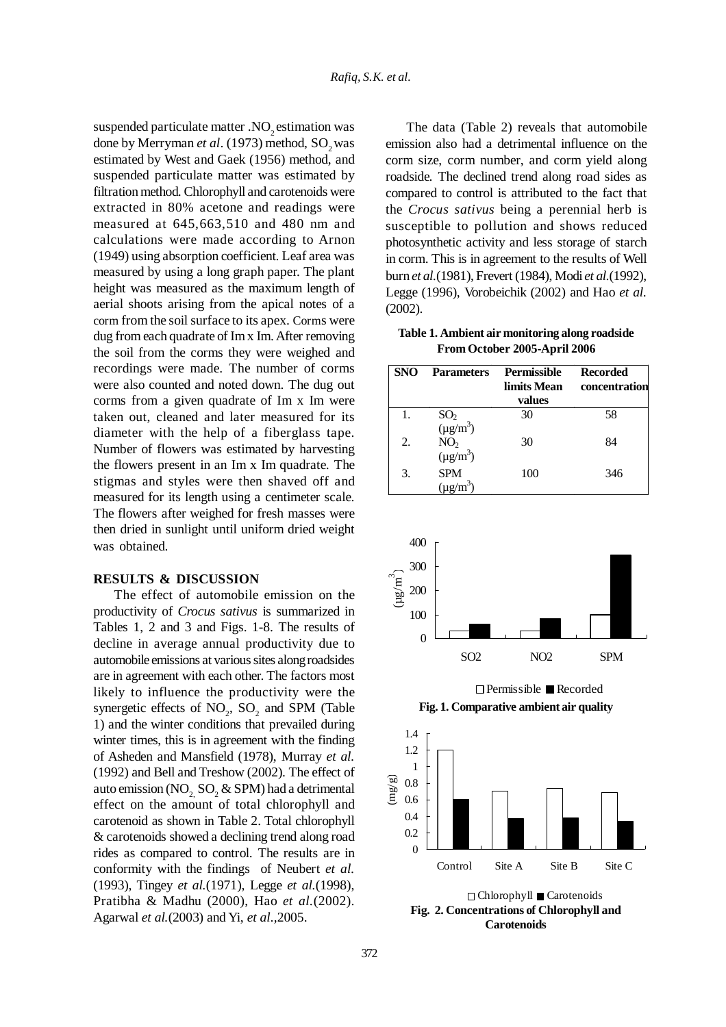suspended particulate matter .$NO_2$ estimation was done by Merryman *et al*. (1973) method, $SO_2$ was estimated by West and Gaek (1956) method, and suspended particulate matter was estimated by filtration method. Chlorophyll and carotenoids were extracted in 80% acetone and readings were measured at 645,663,510 and 480 nm and calculations were made according to Arnon (1949) using absorption coefficient. Leaf area was measured by using a long graph paper. The plant height was measured as the maximum length of aerial shoots arising from the apical notes of a corm from the soil surface to its apex. Corms were dug from each quadrate of Im x Im. After removing the soil from the corms they were weighed and recordings were made. The number of corms were also counted and noted down. The dug out corms from a given quadrate of Im x Im were taken out, cleaned and later measured for its diameter with the help of a fiberglass tape. Number of flowers was estimated by harvesting the flowers present in an Im x Im quadrate. The stigmas and styles were then shaved off and measured for its length using a centimeter scale. The flowers after weighed for fresh masses were then dried in sunlight until uniform dried weight was obtained.

## RESULTS & DISCUSSION

The effect of automobile emission on the productivity of *Crocus sativus* is summarized in Tables 1, 2 and 3 and Figs. 1-8. The results of decline in average annual productivity due to automobile emissions at various sites along roadsides are in agreement with each other. The factors most likely to influence the productivity were the synergetic effects of $NO_2$, $SO_2$ and SPM (Table 1) and the winter conditions that prevailed during winter times, this is in agreement with the finding of Asheden and Mansfield (1978), Murray *et al.* (1992) and Bell and Treshow (2002). The effect of auto emission ($NO_2$, $SO_2$ & SPM) had a detrimental effect on the amount of total chlorophyll and carotenoid as shown in Table 2. Total chlorophyll & carotenoids showed a declining trend along road rides as compared to control. The results are in conformity with the findings of Neubert *et al.* (1993), Tingey *et al.*(1971), Legge *et al.*(1998), Pratibha & Madhu (2000), Hao *et al.*(2002). Agarwal *et al.*(2003) and Yi, *et al.*,2005.

The data (Table 2) reveals that automobile emission also had a detrimental influence on the corm size, corm number, and corm yield along roadside. The declined trend along road sides as compared to control is attributed to the fact that the *Crocus sativus* being a perennial herb is susceptible to pollution and shows reduced photosynthetic activity and less storage of starch in corm. This is in agreement to the results of Well burn *et al.*(1981), Frevert (1984), Modi *et al.*(1992), Legge (1996), Vorobeichik (2002) and Hao *et al.* (2002).

**Table 1. Ambient air monitoring along roadside From October 2005-April 2006**

| SNO | Parameters | Permissible limits Mean values | Recorded concentration |
|---|---|---|---|
| 1. | $SO_2$ ($\mu g/m^3$) | 30 | 58 |
| 2. | $NO_2$ ($\mu g/m^3$) | 30 | 84 |
| 3. | SPM ($\mu g/m^3$) | 100 | 346 |

**Fig. 1. Comparative ambient air quality**

**Fig. 2. Concentrations of Chlorophyll and Carotenoids**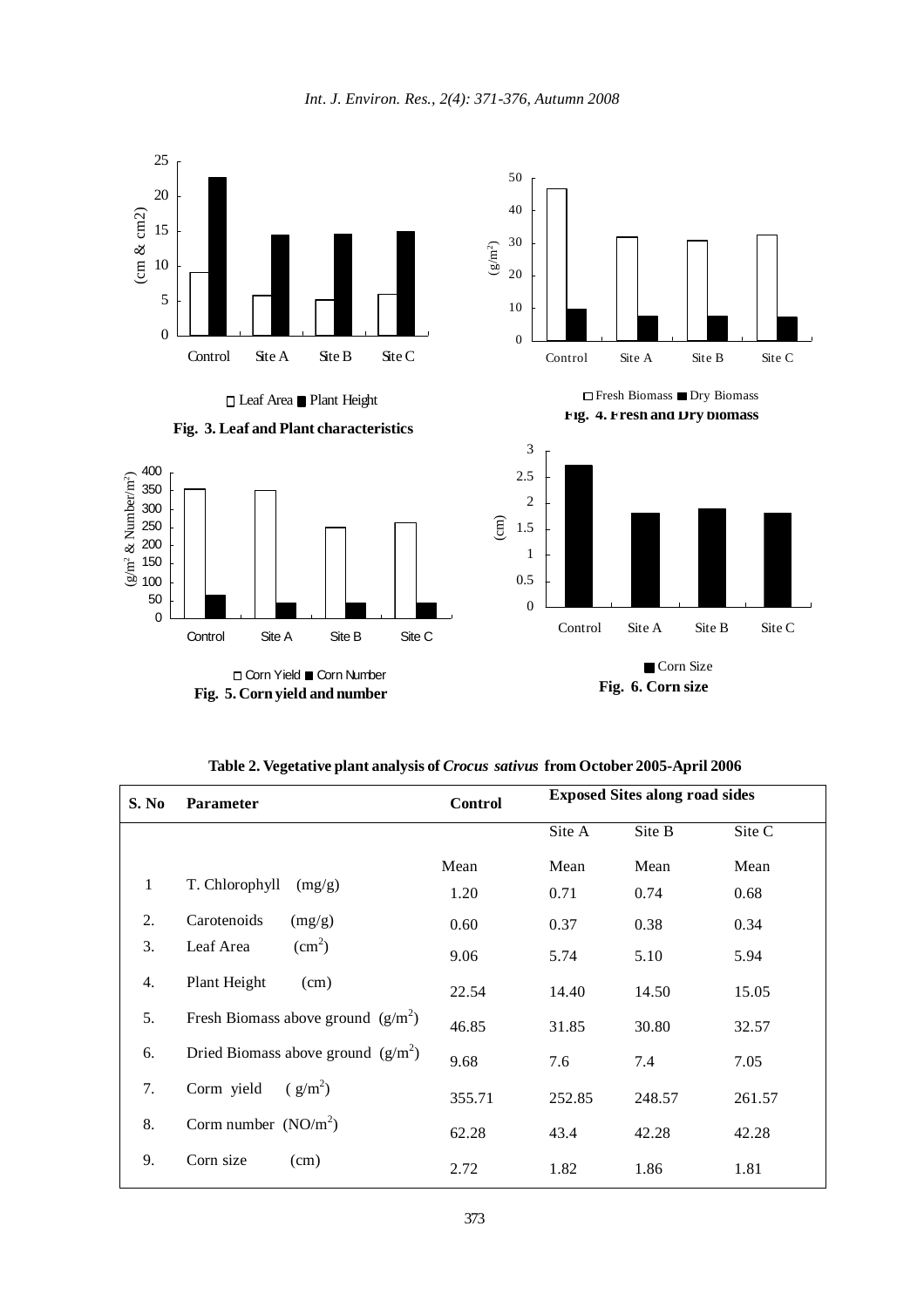Fig. 3. Leaf and Plant characteristics

Fig. 4. Fresh and Dry biomass

Fig. 5. Corn yield and number

Fig. 6. Corn size

**Table 2. Vegetative plant analysis of *Crocus sativus* from October 2005-April 2006**

| S. No | Parameter | Control | Exposed Sites along road sides | | |
|---|---|---|---|---|---|
| | | | Site A | Site B | Site C |
| | | Mean | Mean | Mean | Mean |
| 1 | T. Chlorophyll (mg/g) | 1.20 | 0.71 | 0.74 | 0.68 |
| 2. | Carotenoids (mg/g) | 0.60 | 0.37 | 0.38 | 0.34 |
| 3. | Leaf Area ($cm^2$) | 9.06 | 5.74 | 5.10 | 5.94 |
| 4. | Plant Height (cm) | 22.54 | 14.40 | 14.50 | 15.05 |
| 5. | Fresh Biomass above ground ($g/m^2$) | 46.85 | 31.85 | 30.80 | 32.57 |
| 6. | Dried Biomass above ground ($g/m^2$) | 9.68 | 7.6 | 7.4 | 7.05 |
| 7. | Corm yield ( $g/m^2$) | 355.71 | 252.85 | 248.57 | 261.57 |
| 8. | Corm number ($NO/m^2$) | 62.28 | 43.4 | 42.28 | 42.28 |
| 9. | Corn size (cm) | 2.72 | 1.82 | 1.86 | 1.81 |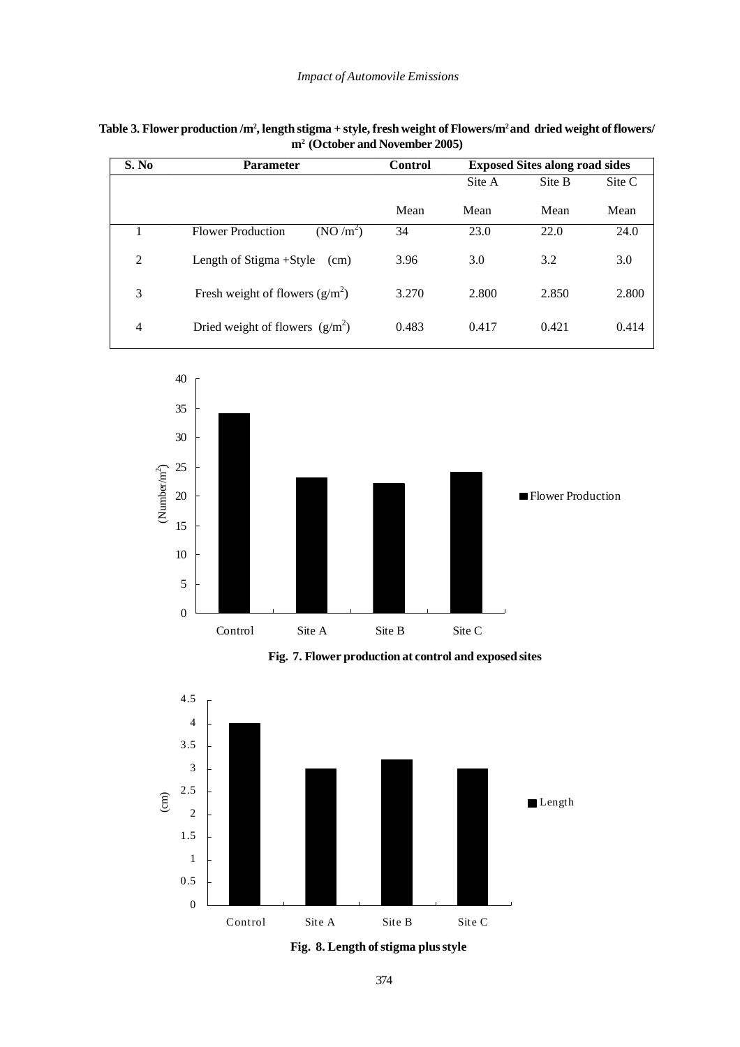**Table 3. Flower production /m², length stigma + style, fresh weight of Flowers/m² and dried weight of flowers/ m² (October and November 2005)**

| S. No | Parameter | Control | Exposed Sites along road sides | | |
|---|---|---|---|---|---|
| | | | Site A | Site B | Site C |
| | | Mean | Mean | Mean | Mean |
| 1 | Flower Production (NO /m²) | 34 | 23.0 | 22.0 | 24.0 |
| 2 | Length of Stigma +Style (cm) | 3.96 | 3.0 | 3.2 | 3.0 |
| 3 | Fresh weight of flowers (g/m²) | 3.270 | 2.800 | 2.850 | 2.800 |
| 4 | Dried weight of flowers (g/m²) | 0.483 | 0.417 | 0.421 | 0.414 |

**Fig. 7. Flower production at control and exposed sites**

**Fig. 8. Length of stigma plus style**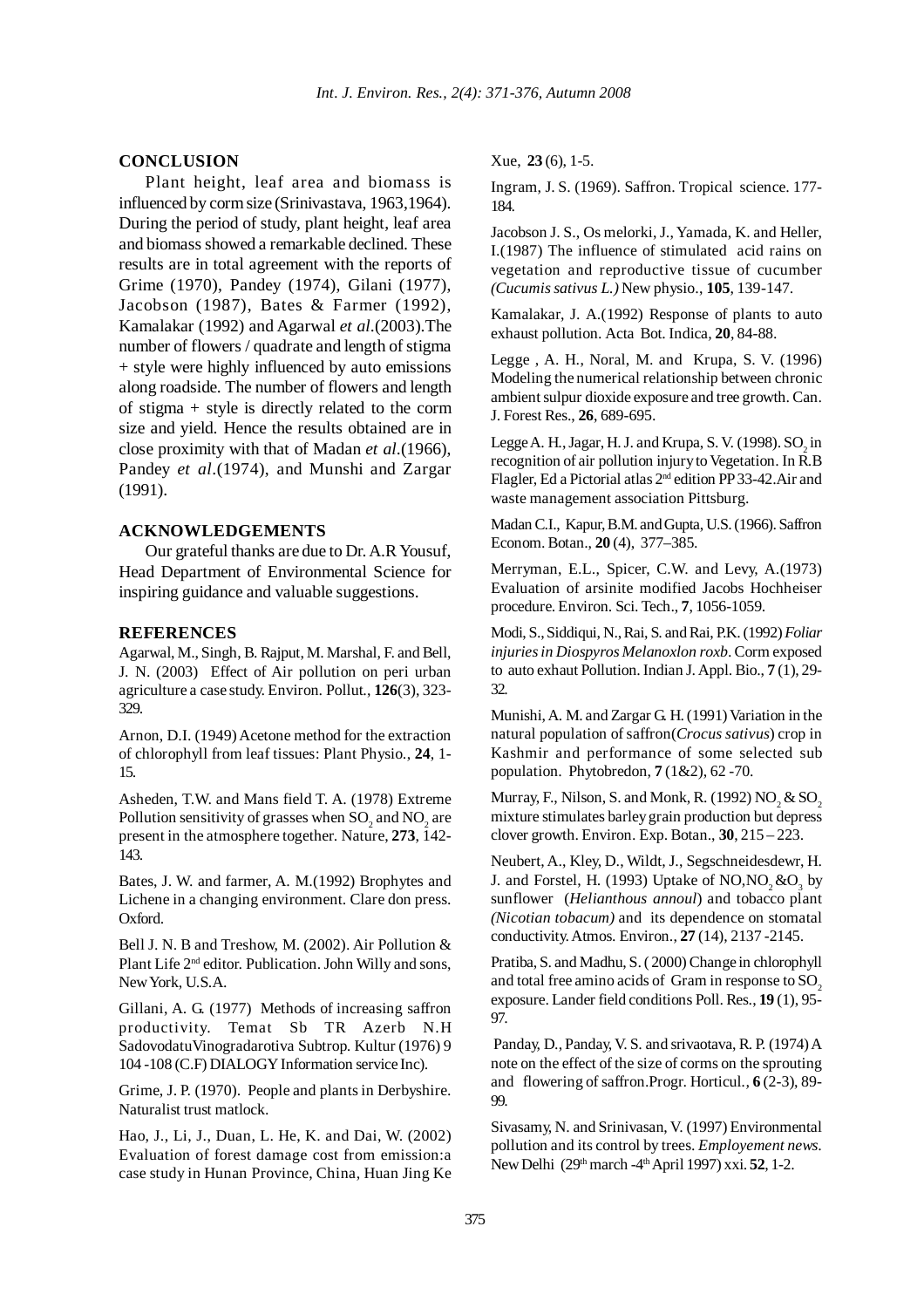## CONCLUSION

Plant height, leaf area and biomass is influenced by corm size (Srinivastava, 1963,1964). During the period of study, plant height, leaf area and biomass showed a remarkable declined. These results are in total agreement with the reports of Grime (1970), Pandey (1974), Gilani (1977), Jacobson (1987), Bates & Farmer (1992), Kamalakar (1992) and Agarwal *et al*.(2003).The number of flowers / quadrate and length of stigma + style were highly influenced by auto emissions along roadside. The number of flowers and length of stigma + style is directly related to the corm size and yield. Hence the results obtained are in close proximity with that of Madan *et al*.(1966), Pandey *et al*.(1974), and Munshi and Zargar (1991).

## ACKNOWLEDGEMENTS

Our grateful thanks are due to Dr. A.R Yousuf, Head Department of Environmental Science for inspiring guidance and valuable suggestions.

## REFERENCES

Agarwal, M., Singh, B. Rajput, M. Marshal, F. and Bell, J. N. (2003) Effect of Air pollution on peri urban agriculture a case study. Environ. Pollut., **126**(3), 323-329.

Arnon, D.I. (1949) Acetone method for the extraction of chlorophyll from leaf tissues: Plant Physio., **24**, 1-15.

Asheden, T.W. and Mans field T. A. (1978) Extreme Pollution sensitivity of grasses when $SO_2$ and $NO_2$ are present in the atmosphere together. Nature, **273**, 142-143.

Bates, J. W. and farmer, A. M.(1992) Brophytes and Lichene in a changing environment. Clare don press. Oxford.

Bell J. N. B and Treshow, M. (2002). Air Pollution & Plant Life 2nd editor. Publication. John Willy and sons, New York, U.S.A.

Gillani, A. G. (1977) Methods of increasing saffron productivity. Temat Sb TR Azerb N.H SadovodatuVinogradarotiva Subtrop. Kultur (1976) 9 104 -108 (C.F) DIALOGY Information service Inc).

Grime, J. P. (1970). People and plants in Derbyshire. Naturalist trust matlock.

Hao, J., Li, J., Duan, L. He, K. and Dai, W. (2002) Evaluation of forest damage cost from emission:a case study in Hunan Province, China, Huan Jing Ke Xue, **23** (6), 1-5.

Ingram, J. S. (1969). Saffron. Tropical science. 177-184.

Jacobson J. S., Os melorki, J., Yamada, K. and Heller, I.(1987) The influence of stimulated acid rains on vegetation and reproductive tissue of cucumber *(Cucumis sativus L.)* New physio., **105**, 139-147.

Kamalakar, J. A.(1992) Response of plants to auto exhaust pollution. Acta Bot. Indica, **20**, 84-88.

Legge , A. H., Noral, M. and Krupa, S. V. (1996) Modeling the numerical relationship between chronic ambient sulpur dioxide exposure and tree growth. Can. J. Forest Res., **26**, 689-695.

Legge A. H., Jagar, H. J. and Krupa, S. V. (1998). $SO_2$ in recognition of air pollution injury to Vegetation. In R.B Flagler, Ed a Pictorial atlas 2nd edition PP 33-42.Air and waste management association Pittsburg.

Madan C.I., Kapur, B.M. and Gupta, U.S. (1966). Saffron Econom. Botan., **20** (4), 377–385.

Merryman, E.L., Spicer, C.W. and Levy, A.(1973) Evaluation of arsinite modified Jacobs Hochheiser procedure. Environ. Sci. Tech., **7**, 1056-1059.

Modi, S., Siddiqui, N., Rai, S. and Rai, P.K. (1992) *Foliar injuries in Diospyros Melanoxlon roxb*. Corm exposed to auto exhaut Pollution. Indian J. Appl. Bio., **7** (1), 29-32.

Munishi, A. M. and Zargar G. H. (1991) Variation in the natural population of saffron(*Crocus sativus*) crop in Kashmir and performance of some selected sub population. Phytobredon, **7** (1&2), 62 -70.

Murray, F., Nilson, S. and Monk, R. (1992) $NO_2$ & $SO_2$ mixture stimulates barley grain production but depress clover growth. Environ. Exp. Botan., **30**, 215 – 223.

Neubert, A., Kley, D., Wildt, J., Segschneidesdewr, H. J. and Forstel, H. (1993) Uptake of NO,$NO_2$&$O_3$ by sunflower (*Helianthous annoul*) and tobacco plant *(Nicotian tobacum)* and its dependence on stomatal conductivity. Atmos. Environ., **27** (14), 2137 -2145.

Pratiba, S. and Madhu, S. ( 2000) Change in chlorophyll and total free amino acids of Gram in response to $SO_2$ exposure. Lander field conditions Poll. Res., **19** (1), 95-97.

Panday, D., Panday, V. S. and srivaotava, R. P. (1974) A note on the effect of the size of corms on the sprouting and flowering of saffron.Progr. Horticul., **6** (2-3), 89-99.

Sivasamy, N. and Srinivasan, V. (1997) Environmental pollution and its control by trees. *Employement news*. New Delhi (29th march -4th April 1997) xxi. **52**, 1-2.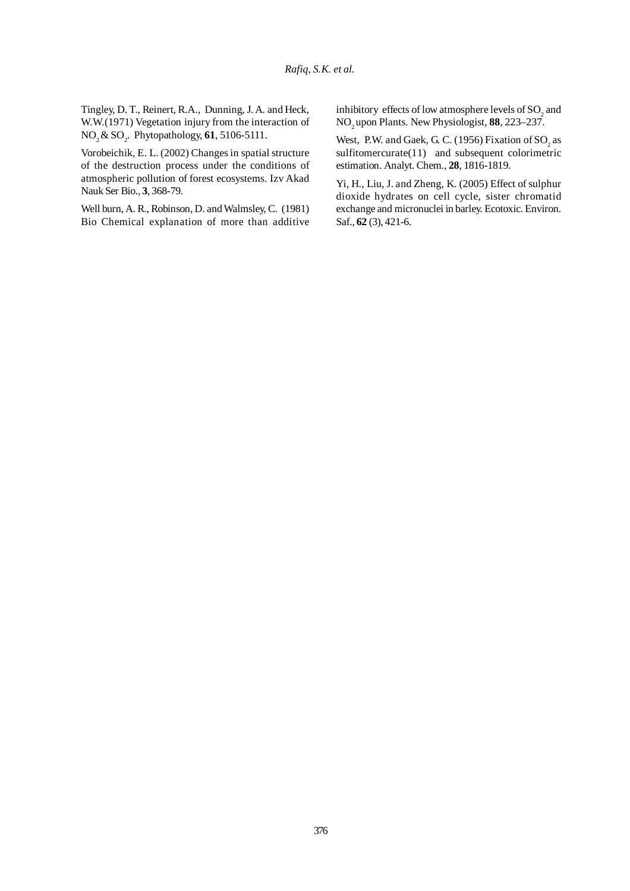Tingley, D. T., Reinert, R.A., Dunning, J. A. and Heck, W.W.(1971) Vegetation injury from the interaction of $NO_2$ & $SO_2$. Phytopathology, **61**, 5106-5111.

Vorobeichik, E. L. (2002) Changes in spatial structure of the destruction process under the conditions of atmospheric pollution of forest ecosystems. Izv Akad Nauk Ser Bio., **3**, 368-79.

Well burn, A. R., Robinson, D. and Walmsley, C. (1981) Bio Chemical explanation of more than additive inhibitory effects of low atmosphere levels of $SO_2$ and $NO_2$ upon Plants. New Physiologist, **88**, 223–237.

West, P.W. and Gaek, G. C. (1956) Fixation of $SO_2$ as sulfitomercurate(11) and subsequent colorimetric estimation. Analyt. Chem., **28**, 1816-1819.

Yi, H., Liu, J. and Zheng, K. (2005) Effect of sulphur dioxide hydrates on cell cycle, sister chromatid exchange and micronuclei in barley. Ecotoxic. Environ. Saf., **62** (3), 421-6.